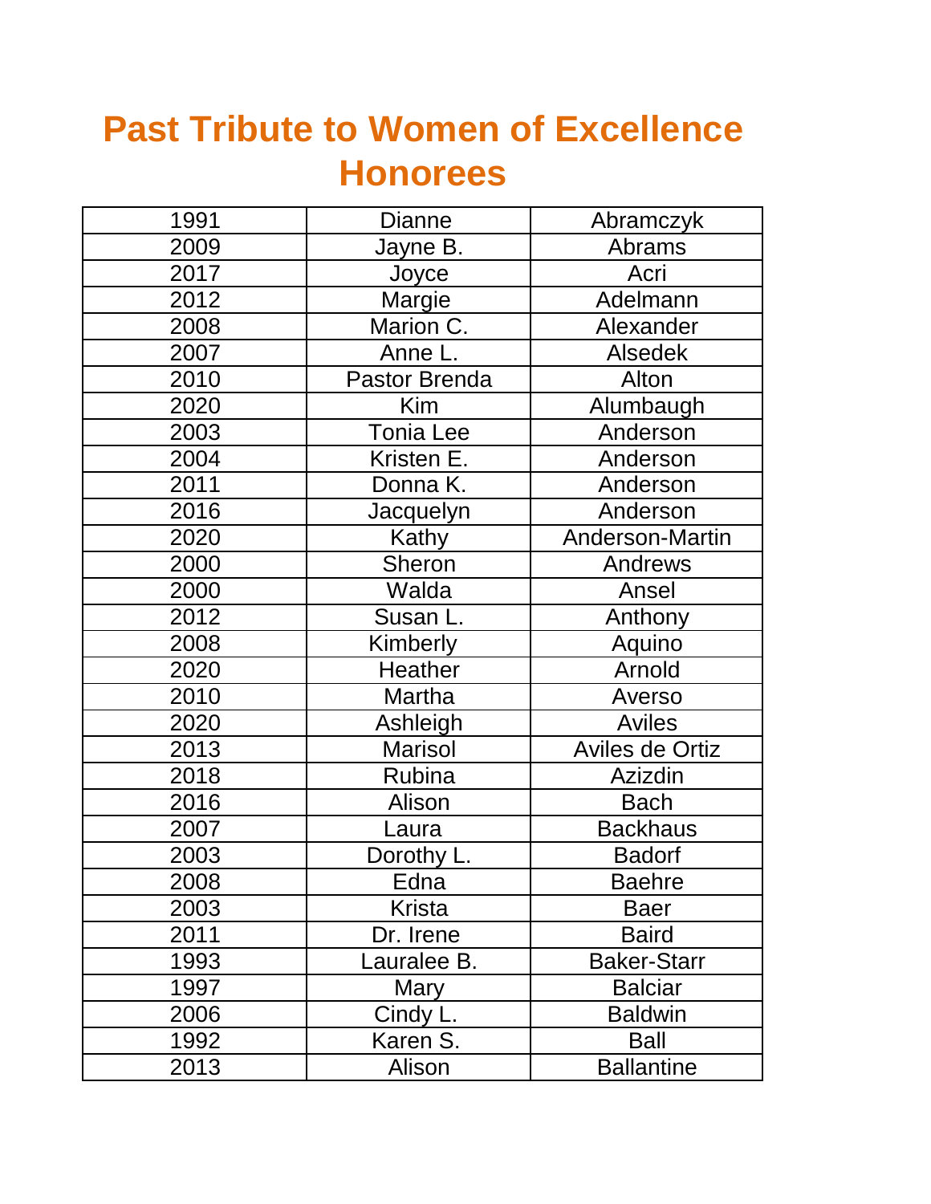# Past Tribute to Women of Excellence Honorees

| | | |
|---|---|---|
| 1991 | Dianne | Abramczyk |
| 2009 | Jayne B. | Abrams |
| 2017 | Joyce | Acri |
| 2012 | Margie | Adelmann |
| 2008 | Marion C. | Alexander |
| 2007 | Anne L. | Alsedek |
| 2010 | Pastor Brenda | Alton |
| 2020 | Kim | Alumbaugh |
| 2003 | Tonia Lee | Anderson |
| 2004 | Kristen E. | Anderson |
| 2011 | Donna K. | Anderson |
| 2016 | Jacquelyn | Anderson |
| 2020 | Kathy | Anderson-Martin |
| 2000 | Sheron | Andrews |
| 2000 | Walda | Ansel |
| 2012 | Susan L. | Anthony |
| 2008 | Kimberly | Aquino |
| 2020 | Heather | Arnold |
| 2010 | Martha | Averso |
| 2020 | Ashleigh | Aviles |
| 2013 | Marisol | Aviles de Ortiz |
| 2018 | Rubina | Azizdin |
| 2016 | Alison | Bach |
| 2007 | Laura | Backhaus |
| 2003 | Dorothy L. | Badorf |
| 2008 | Edna | Baehre |
| 2003 | Krista | Baer |
| 2011 | Dr. Irene | Baird |
| 1993 | Lauralee B. | Baker-Starr |
| 1997 | Mary | Balciar |
| 2006 | Cindy L. | Baldwin |
| 1992 | Karen S. | Ball |
| 2013 | Alison | Ballantine |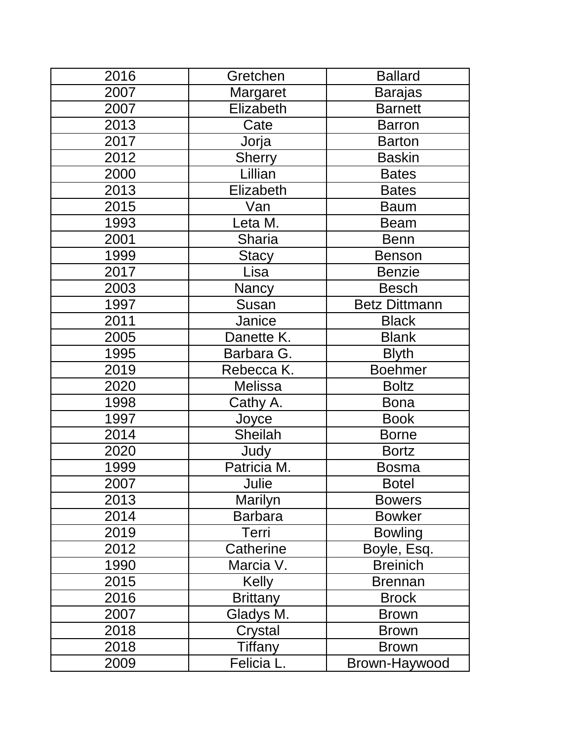| 2016 | Gretchen | Ballard |
|---|---|---|
| 2007 | Margaret | Barajas |
| 2007 | Elizabeth | Barnett |
| 2013 | Cate | Barron |
| 2017 | Jorja | Barton |
| 2012 | Sherry | Baskin |
| 2000 | Lillian | Bates |
| 2013 | Elizabeth | Bates |
| 2015 | Van | Baum |
| 1993 | Leta M. | Beam |
| 2001 | Sharia | Benn |
| 1999 | Stacy | Benson |
| 2017 | Lisa | Benzie |
| 2003 | Nancy | Besch |
| 1997 | Susan | Betz Dittmann |
| 2011 | Janice | Black |
| 2005 | Danette K. | Blank |
| 1995 | Barbara G. | Blyth |
| 2019 | Rebecca K. | Boehmer |
| 2020 | Melissa | Boltz |
| 1998 | Cathy A. | Bona |
| 1997 | Joyce | Book |
| 2014 | Sheilah | Borne |
| 2020 | Judy | Bortz |
| 1999 | Patricia M. | Bosma |
| 2007 | Julie | Botel |
| 2013 | Marilyn | Bowers |
| 2014 | Barbara | Bowker |
| 2019 | Terri | Bowling |
| 2012 | Catherine | Boyle, Esq. |
| 1990 | Marcia V. | Breinich |
| 2015 | Kelly | Brennan |
| 2016 | Brittany | Brock |
| 2007 | Gladys M. | Brown |
| 2018 | Crystal | Brown |
| 2018 | Tiffany | Brown |
| 2009 | Felicia L. | Brown-Haywood |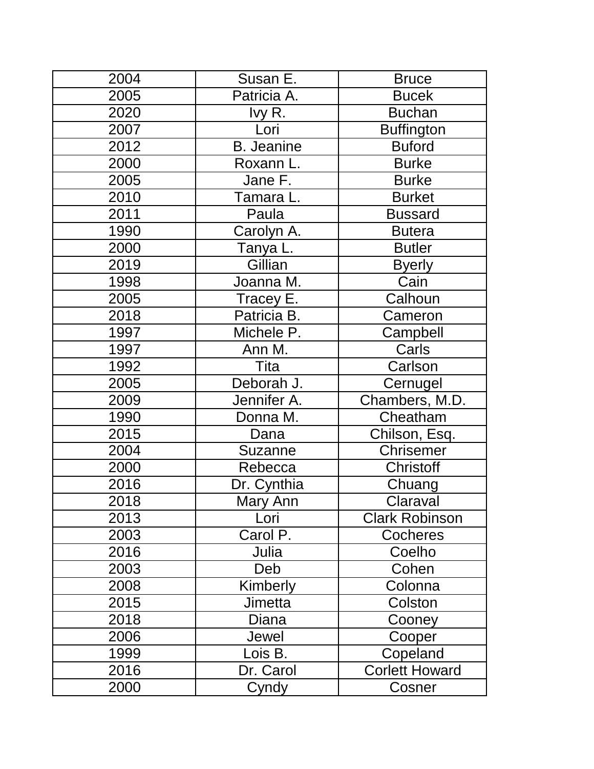| 2004 | Susan E. | Bruce |
|---|---|---|
| 2005 | Patricia A. | Bucek |
| 2020 | Ivy R. | Buchan |
| 2007 | Lori | Buffington |
| 2012 | B. Jeanine | Buford |
| 2000 | Roxann L. | Burke |
| 2005 | Jane F. | Burke |
| 2010 | Tamara L. | Burket |
| 2011 | Paula | Bussard |
| 1990 | Carolyn A. | Butera |
| 2000 | Tanya L. | Butler |
| 2019 | Gillian | Byerly |
| 1998 | Joanna M. | Cain |
| 2005 | Tracey E. | Calhoun |
| 2018 | Patricia B. | Cameron |
| 1997 | Michele P. | Campbell |
| 1997 | Ann M. | Carls |
| 1992 | Tita | Carlson |
| 2005 | Deborah J. | Cernugel |
| 2009 | Jennifer A. | Chambers, M.D. |
| 1990 | Donna M. | Cheatham |
| 2015 | Dana | Chilson, Esq. |
| 2004 | Suzanne | Chrisemer |
| 2000 | Rebecca | Christoff |
| 2016 | Dr. Cynthia | Chuang |
| 2018 | Mary Ann | Claraval |
| 2013 | Lori | Clark Robinson |
| 2003 | Carol P. | Cocheres |
| 2016 | Julia | Coelho |
| 2003 | Deb | Cohen |
| 2008 | Kimberly | Colonna |
| 2015 | Jimetta | Colston |
| 2018 | Diana | Cooney |
| 2006 | Jewel | Cooper |
| 1999 | Lois B. | Copeland |
| 2016 | Dr. Carol | Corlett Howard |
| 2000 | Cyndy | Cosner |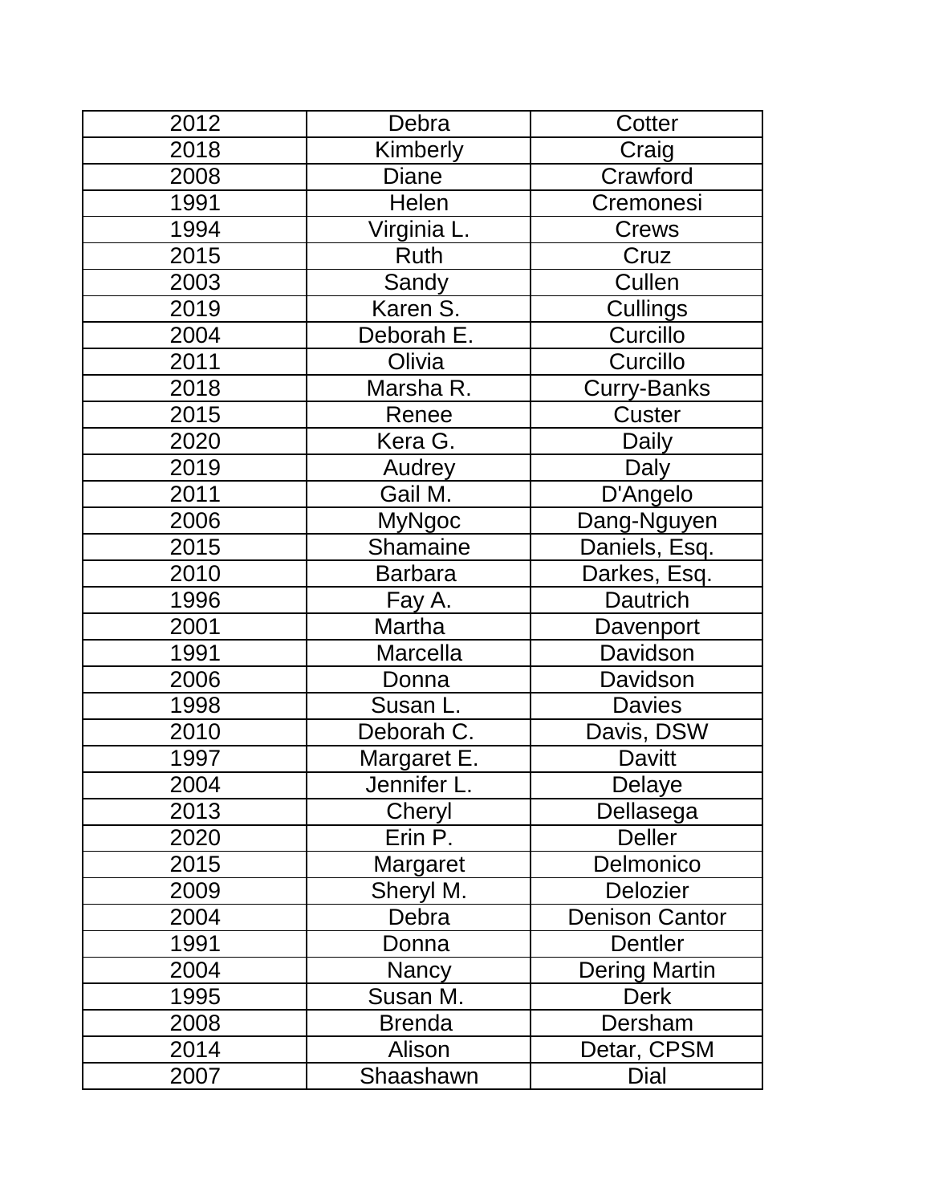| 2012 | Debra | Cotter |
|---|---|---|
| 2018 | Kimberly | Craig |
| 2008 | Diane | Crawford |
| 1991 | Helen | Cremonesi |
| 1994 | Virginia L. | Crews |
| 2015 | Ruth | Cruz |
| 2003 | Sandy | Cullen |
| 2019 | Karen S. | Cullings |
| 2004 | Deborah E. | Curcillo |
| 2011 | Olivia | Curcillo |
| 2018 | Marsha R. | Curry-Banks |
| 2015 | Renee | Custer |
| 2020 | Kera G. | Daily |
| 2019 | Audrey | Daly |
| 2011 | Gail M. | D'Angelo |
| 2006 | MyNgoc | Dang-Nguyen |
| 2015 | Shamaine | Daniels, Esq. |
| 2010 | Barbara | Darkes, Esq. |
| 1996 | Fay A. | Dautrich |
| 2001 | Martha | Davenport |
| 1991 | Marcella | Davidson |
| 2006 | Donna | Davidson |
| 1998 | Susan L. | Davies |
| 2010 | Deborah C. | Davis, DSW |
| 1997 | Margaret E. | Davitt |
| 2004 | Jennifer L. | Delaye |
| 2013 | Cheryl | Dellasega |
| 2020 | Erin P. | Deller |
| 2015 | Margaret | Delmonico |
| 2009 | Sheryl M. | Delozier |
| 2004 | Debra | Denison Cantor |
| 1991 | Donna | Dentler |
| 2004 | Nancy | Dering Martin |
| 1995 | Susan M. | Derk |
| 2008 | Brenda | Dersham |
| 2014 | Alison | Detar, CPSM |
| 2007 | Shaashawn | Dial |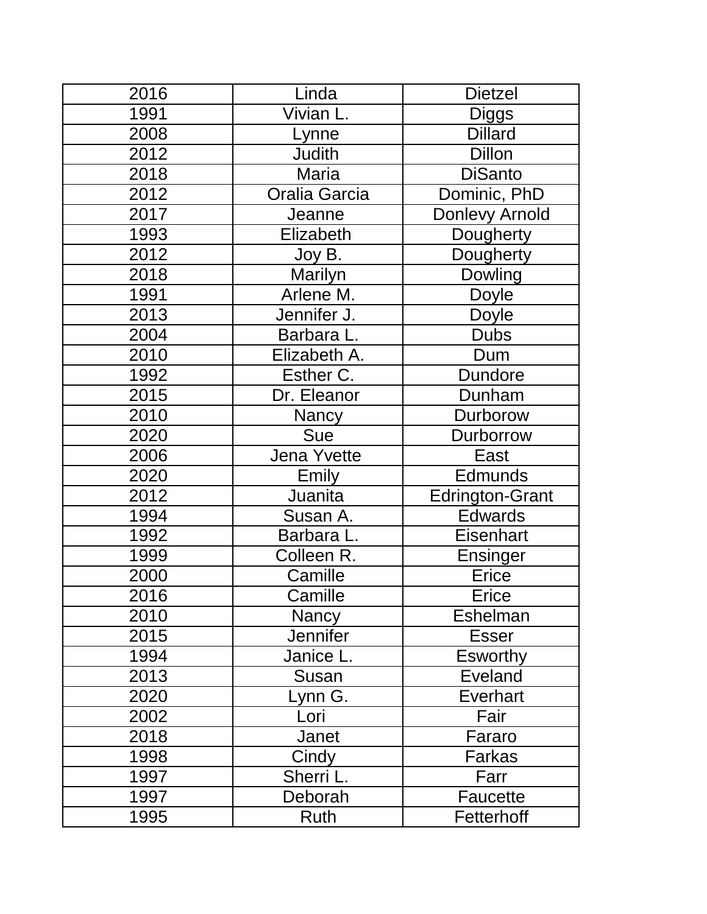| 2016 | Linda | Dietzel |
|---|---|---|
| 1991 | Vivian L. | Diggs |
| 2008 | Lynne | Dillard |
| 2012 | Judith | Dillon |
| 2018 | Maria | DiSanto |
| 2012 | Oralia Garcia | Dominic, PhD |
| 2017 | Jeanne | Donlevy Arnold |
| 1993 | Elizabeth | Dougherty |
| 2012 | Joy B. | Dougherty |
| 2018 | Marilyn | Dowling |
| 1991 | Arlene M. | Doyle |
| 2013 | Jennifer J. | Doyle |
| 2004 | Barbara L. | Dubs |
| 2010 | Elizabeth A. | Dum |
| 1992 | Esther C. | Dundore |
| 2015 | Dr. Eleanor | Dunham |
| 2010 | Nancy | Durborow |
| 2020 | Sue | Durborrow |
| 2006 | Jena Yvette | East |
| 2020 | Emily | Edmunds |
| 2012 | Juanita | Edrington-Grant |
| 1994 | Susan A. | Edwards |
| 1992 | Barbara L. | Eisenhart |
| 1999 | Colleen R. | Ensinger |
| 2000 | Camille | Erice |
| 2016 | Camille | Erice |
| 2010 | Nancy | Eshelman |
| 2015 | Jennifer | Esser |
| 1994 | Janice L. | Esworthy |
| 2013 | Susan | Eveland |
| 2020 | Lynn G. | Everhart |
| 2002 | Lori | Fair |
| 2018 | Janet | Fararo |
| 1998 | Cindy | Farkas |
| 1997 | Sherri L. | Farr |
| 1997 | Deborah | Faucette |
| 1995 | Ruth | Fetterhoff |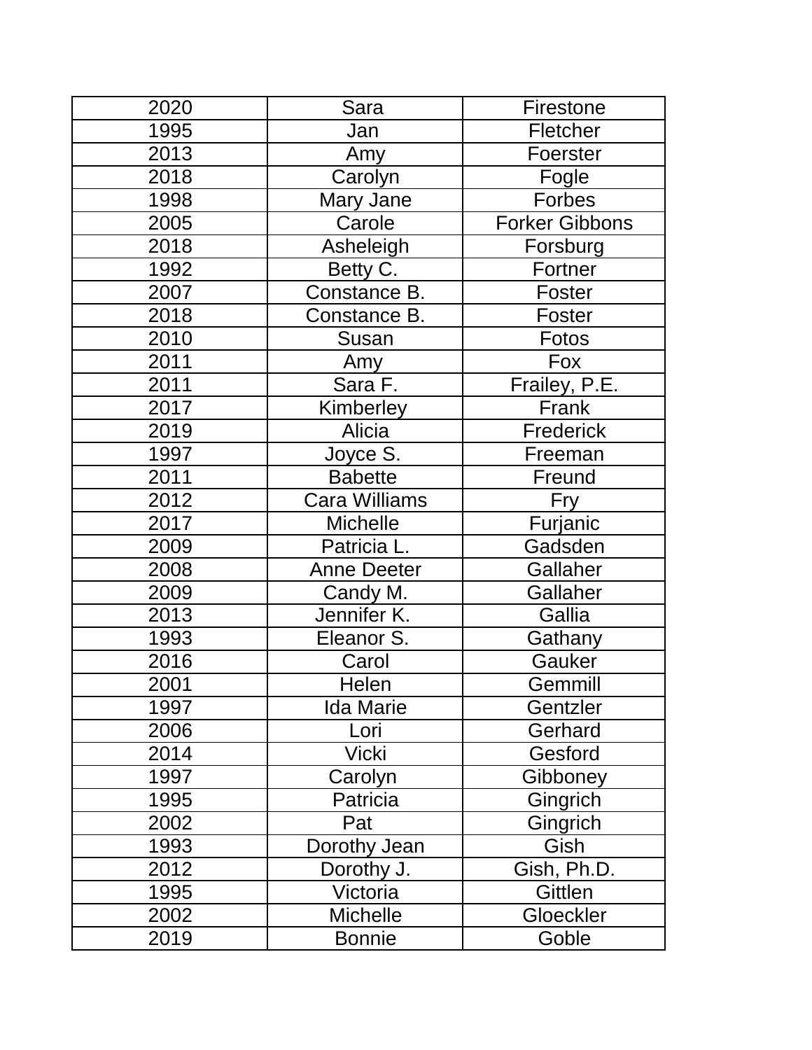| 2020 | Sara | Firestone |
|---|---|---|
| 1995 | Jan | Fletcher |
| 2013 | Amy | Foerster |
| 2018 | Carolyn | Fogle |
| 1998 | Mary Jane | Forbes |
| 2005 | Carole | Forker Gibbons |
| 2018 | Asheleigh | Forsburg |
| 1992 | Betty C. | Fortner |
| 2007 | Constance B. | Foster |
| 2018 | Constance B. | Foster |
| 2010 | Susan | Fotos |
| 2011 | Amy | Fox |
| 2011 | Sara F. | Frailey, P.E. |
| 2017 | Kimberley | Frank |
| 2019 | Alicia | Frederick |
| 1997 | Joyce S. | Freeman |
| 2011 | Babette | Freund |
| 2012 | Cara Williams | Fry |
| 2017 | Michelle | Furjanic |
| 2009 | Patricia L. | Gadsden |
| 2008 | Anne Deeter | Gallaher |
| 2009 | Candy M. | Gallaher |
| 2013 | Jennifer K. | Gallia |
| 1993 | Eleanor S. | Gathany |
| 2016 | Carol | Gauker |
| 2001 | Helen | Gemmill |
| 1997 | Ida Marie | Gentzler |
| 2006 | Lori | Gerhard |
| 2014 | Vicki | Gesford |
| 1997 | Carolyn | Gibboney |
| 1995 | Patricia | Gingrich |
| 2002 | Pat | Gingrich |
| 1993 | Dorothy Jean | Gish |
| 2012 | Dorothy J. | Gish, Ph.D. |
| 1995 | Victoria | Gittlen |
| 2002 | Michelle | Gloeckler |
| 2019 | Bonnie | Goble |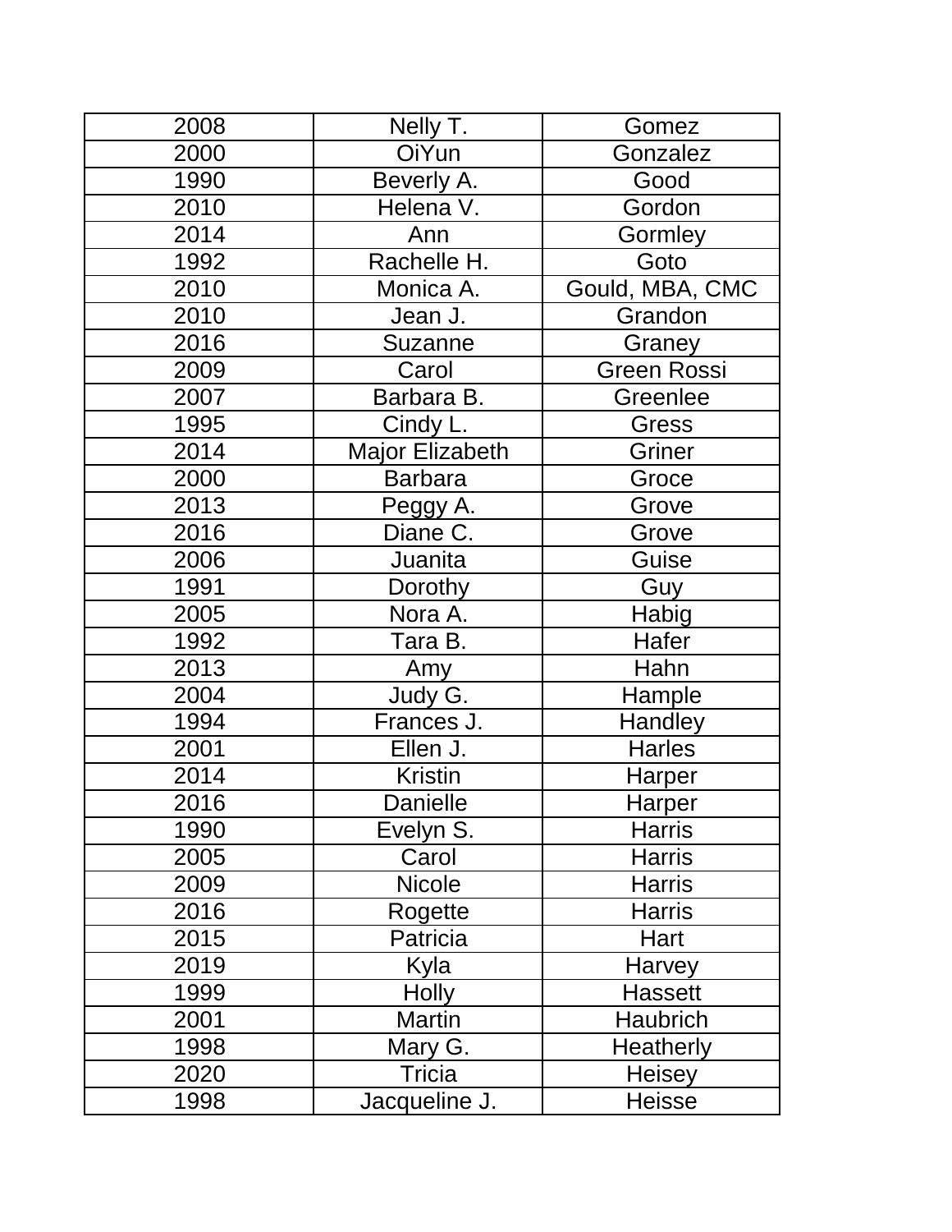| 2008 | Nelly T. | Gomez |
|---|---|---|
| 2000 | OiYun | Gonzalez |
| 1990 | Beverly A. | Good |
| 2010 | Helena V. | Gordon |
| 2014 | Ann | Gormley |
| 1992 | Rachelle H. | Goto |
| 2010 | Monica A. | Gould, MBA, CMC |
| 2010 | Jean J. | Grandon |
| 2016 | Suzanne | Graney |
| 2009 | Carol | Green Rossi |
| 2007 | Barbara B. | Greenlee |
| 1995 | Cindy L. | Gress |
| 2014 | Major Elizabeth | Griner |
| 2000 | Barbara | Groce |
| 2013 | Peggy A. | Grove |
| 2016 | Diane C. | Grove |
| 2006 | Juanita | Guise |
| 1991 | Dorothy | Guy |
| 2005 | Nora A. | Habig |
| 1992 | Tara B. | Hafer |
| 2013 | Amy | Hahn |
| 2004 | Judy G. | Hample |
| 1994 | Frances J. | Handley |
| 2001 | Ellen J. | Harles |
| 2014 | Kristin | Harper |
| 2016 | Danielle | Harper |
| 1990 | Evelyn S. | Harris |
| 2005 | Carol | Harris |
| 2009 | Nicole | Harris |
| 2016 | Rogette | Harris |
| 2015 | Patricia | Hart |
| 2019 | Kyla | Harvey |
| 1999 | Holly | Hassett |
| 2001 | Martin | Haubrich |
| 1998 | Mary G. | Heatherly |
| 2020 | Tricia | Heisey |
| 1998 | Jacqueline J. | Heisse |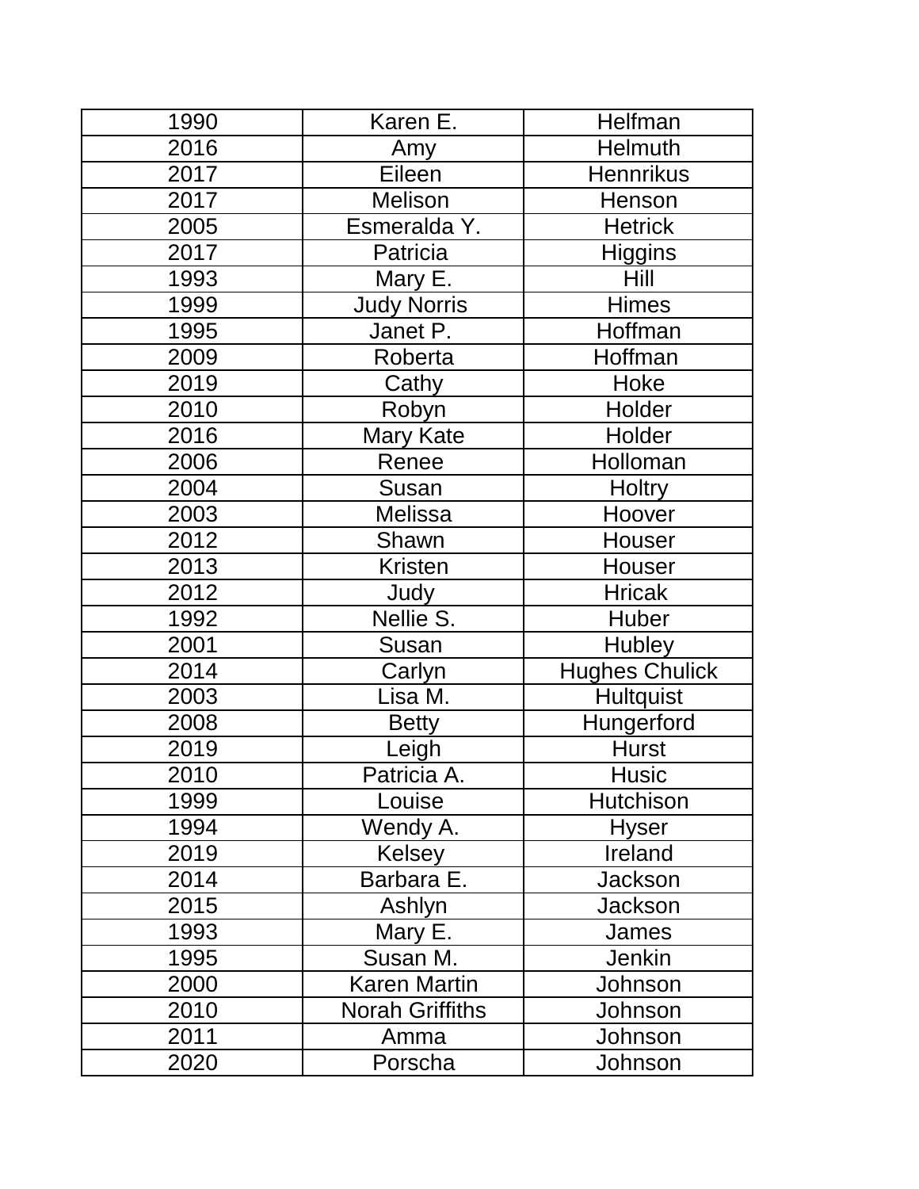| 1990 | Karen E. | Helfman |
|---|---|---|
| 2016 | Amy | Helmuth |
| 2017 | Eileen | Hennrikus |
| 2017 | Melison | Henson |
| 2005 | Esmeralda Y. | Hetrick |
| 2017 | Patricia | Higgins |
| 1993 | Mary E. | Hill |
| 1999 | Judy Norris | Himes |
| 1995 | Janet P. | Hoffman |
| 2009 | Roberta | Hoffman |
| 2019 | Cathy | Hoke |
| 2010 | Robyn | Holder |
| 2016 | Mary Kate | Holder |
| 2006 | Renee | Holloman |
| 2004 | Susan | Holtry |
| 2003 | Melissa | Hoover |
| 2012 | Shawn | Houser |
| 2013 | Kristen | Houser |
| 2012 | Judy | Hricak |
| 1992 | Nellie S. | Huber |
| 2001 | Susan | Hubley |
| 2014 | Carlyn | Hughes Chulick |
| 2003 | Lisa M. | Hultquist |
| 2008 | Betty | Hungerford |
| 2019 | Leigh | Hurst |
| 2010 | Patricia A. | Husic |
| 1999 | Louise | Hutchison |
| 1994 | Wendy A. | Hyser |
| 2019 | Kelsey | Ireland |
| 2014 | Barbara E. | Jackson |
| 2015 | Ashlyn | Jackson |
| 1993 | Mary E. | James |
| 1995 | Susan M. | Jenkin |
| 2000 | Karen Martin | Johnson |
| 2010 | Norah Griffiths | Johnson |
| 2011 | Amma | Johnson |
| 2020 | Porscha | Johnson |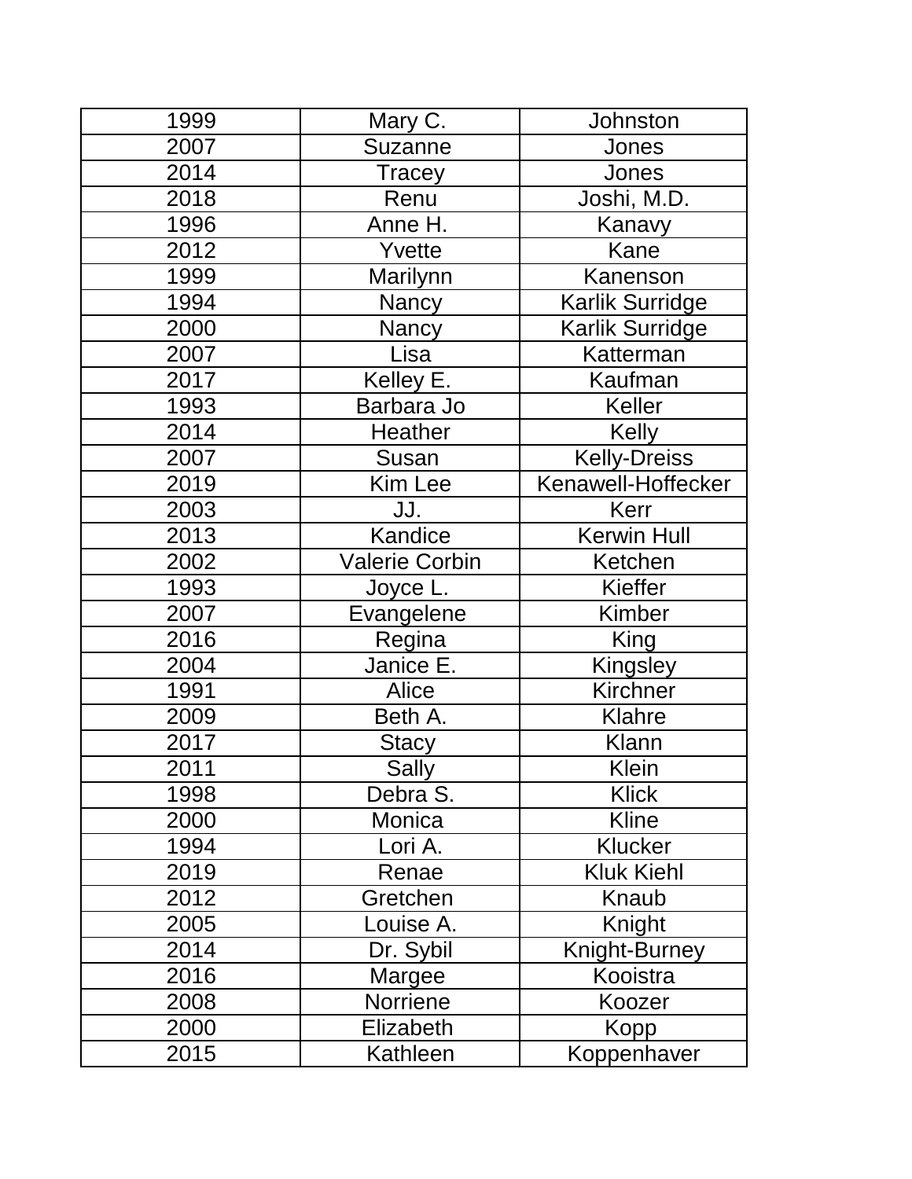| 1999 | Mary C. | Johnston |
|---|---|---|
| 2007 | Suzanne | Jones |
| 2014 | Tracey | Jones |
| 2018 | Renu | Joshi, M.D. |
| 1996 | Anne H. | Kanavy |
| 2012 | Yvette | Kane |
| 1999 | Marilynn | Kanenson |
| 1994 | Nancy | Karlik Surridge |
| 2000 | Nancy | Karlik Surridge |
| 2007 | Lisa | Katterman |
| 2017 | Kelley E. | Kaufman |
| 1993 | Barbara Jo | Keller |
| 2014 | Heather | Kelly |
| 2007 | Susan | Kelly-Dreiss |
| 2019 | Kim Lee | Kenawell-Hoffecker |
| 2003 | JJ. | Kerr |
| 2013 | Kandice | Kerwin Hull |
| 2002 | Valerie Corbin | Ketchen |
| 1993 | Joyce L. | Kieffer |
| 2007 | Evangelene | Kimber |
| 2016 | Regina | King |
| 2004 | Janice E. | Kingsley |
| 1991 | Alice | Kirchner |
| 2009 | Beth A. | Klahre |
| 2017 | Stacy | Klann |
| 2011 | Sally | Klein |
| 1998 | Debra S. | Klick |
| 2000 | Monica | Kline |
| 1994 | Lori A. | Klucker |
| 2019 | Renae | Kluk Kiehl |
| 2012 | Gretchen | Knaub |
| 2005 | Louise A. | Knight |
| 2014 | Dr. Sybil | Knight-Burney |
| 2016 | Margee | Kooistra |
| 2008 | Norriene | Koozer |
| 2000 | Elizabeth | Kopp |
| 2015 | Kathleen | Koppenhaver |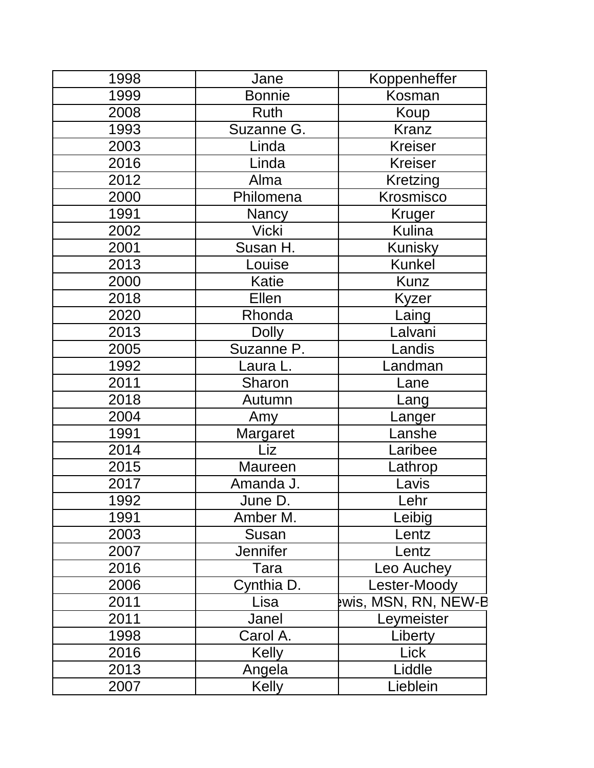| 1998 | Jane | Koppenheffer |
|---|---|---|
| 1999 | Bonnie | Kosman |
| 2008 | Ruth | Koup |
| 1993 | Suzanne G. | Kranz |
| 2003 | Linda | Kreiser |
| 2016 | Linda | Kreiser |
| 2012 | Alma | Kretzing |
| 2000 | Philomena | Krosmisco |
| 1991 | Nancy | Kruger |
| 2002 | Vicki | Kulina |
| 2001 | Susan H. | Kunisky |
| 2013 | Louise | Kunkel |
| 2000 | Katie | Kunz |
| 2018 | Ellen | Kyzer |
| 2020 | Rhonda | Laing |
| 2013 | Dolly | Lalvani |
| 2005 | Suzanne P. | Landis |
| 1992 | Laura L. | Landman |
| 2011 | Sharon | Lane |
| 2018 | Autumn | Lang |
| 2004 | Amy | Langer |
| 1991 | Margaret | Lanshe |
| 2014 | Liz | Laribee |
| 2015 | Maureen | Lathrop |
| 2017 | Amanda J. | Lavis |
| 1992 | June D. | Lehr |
| 1991 | Amber M. | Leibig |
| 2003 | Susan | Lentz |
| 2007 | Jennifer | Lentz |
| 2016 | Tara | Leo Auchey |
| 2006 | Cynthia D. | Lester-Moody |
| 2011 | Lisa | ewis, MSN, RN, NEW-B |
| 2011 | Janel | Leymeister |
| 1998 | Carol A. | Liberty |
| 2016 | Kelly | Lick |
| 2013 | Angela | Liddle |
| 2007 | Kelly | Lieblein |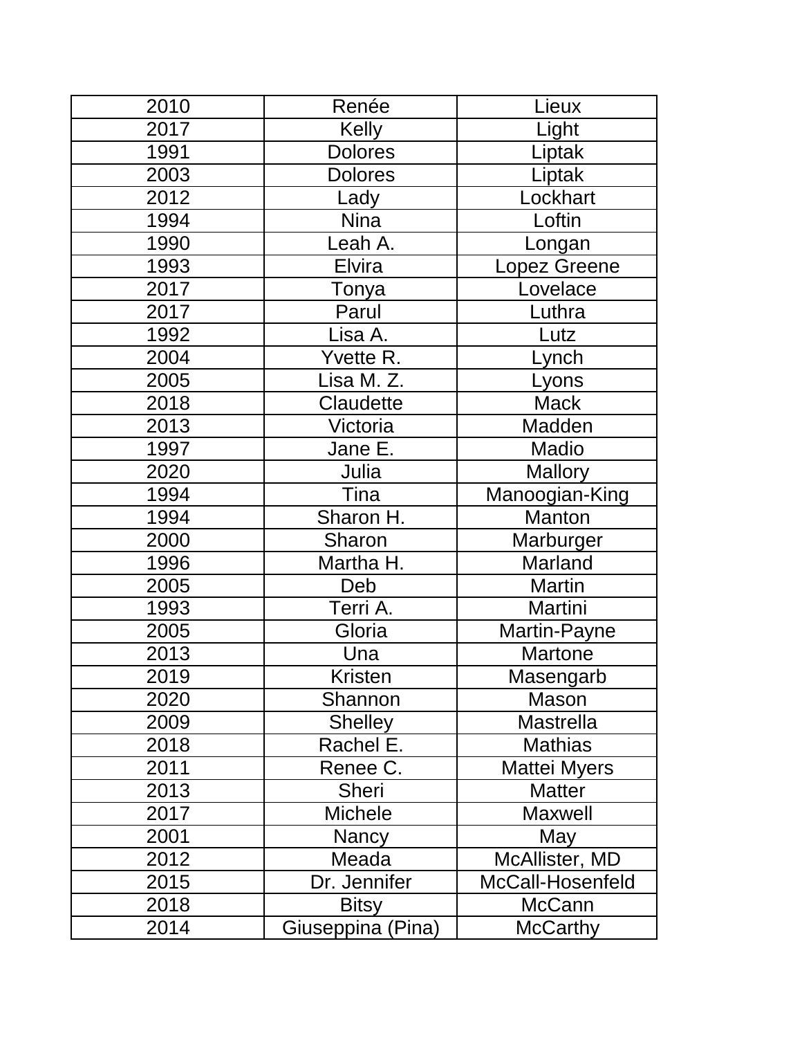| 2010 | Renée | Lieux |
|---|---|---|
| 2017 | Kelly | Light |
| 1991 | Dolores | Liptak |
| 2003 | Dolores | Liptak |
| 2012 | Lady | Lockhart |
| 1994 | Nina | Loftin |
| 1990 | Leah A. | Longan |
| 1993 | Elvira | Lopez Greene |
| 2017 | Tonya | Lovelace |
| 2017 | Parul | Luthra |
| 1992 | Lisa A. | Lutz |
| 2004 | Yvette R. | Lynch |
| 2005 | Lisa M. Z. | Lyons |
| 2018 | Claudette | Mack |
| 2013 | Victoria | Madden |
| 1997 | Jane E. | Madio |
| 2020 | Julia | Mallory |
| 1994 | Tina | Manoogian-King |
| 1994 | Sharon H. | Manton |
| 2000 | Sharon | Marburger |
| 1996 | Martha H. | Marland |
| 2005 | Deb | Martin |
| 1993 | Terri A. | Martini |
| 2005 | Gloria | Martin-Payne |
| 2013 | Una | Martone |
| 2019 | Kristen | Masengarb |
| 2020 | Shannon | Mason |
| 2009 | Shelley | Mastrella |
| 2018 | Rachel E. | Mathias |
| 2011 | Renee C. | Mattei Myers |
| 2013 | Sheri | Matter |
| 2017 | Michele | Maxwell |
| 2001 | Nancy | May |
| 2012 | Meada | McAllister, MD |
| 2015 | Dr. Jennifer | McCall-Hosenfeld |
| 2018 | Bitsy | McCann |
| 2014 | Giuseppina (Pina) | McCarthy |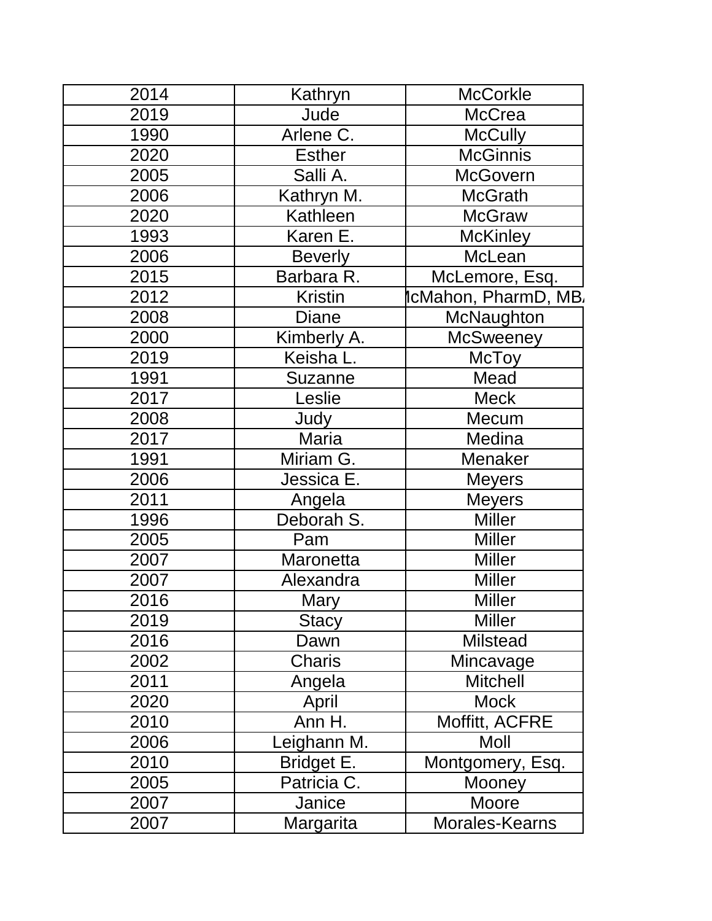| 2014 | Kathryn | McCorkle |
|---|---|---|
| 2019 | Jude | McCrea |
| 1990 | Arlene C. | McCully |
| 2020 | Esther | McGinnis |
| 2005 | Salli A. | McGovern |
| 2006 | Kathryn M. | McGrath |
| 2020 | Kathleen | McGraw |
| 1993 | Karen E. | McKinley |
| 2006 | Beverly | McLean |
| 2015 | Barbara R. | McLemore, Esq. |
| 2012 | Kristin | McMahon, PharmD, MBA |
| 2008 | Diane | McNaughton |
| 2000 | Kimberly A. | McSweeney |
| 2019 | Keisha L. | McToy |
| 1991 | Suzanne | Mead |
| 2017 | Leslie | Meck |
| 2008 | Judy | Mecum |
| 2017 | Maria | Medina |
| 1991 | Miriam G. | Menaker |
| 2006 | Jessica E. | Meyers |
| 2011 | Angela | Meyers |
| 1996 | Deborah S. | Miller |
| 2005 | Pam | Miller |
| 2007 | Maronetta | Miller |
| 2007 | Alexandra | Miller |
| 2016 | Mary | Miller |
| 2019 | Stacy | Miller |
| 2016 | Dawn | Milstead |
| 2002 | Charis | Mincavage |
| 2011 | Angela | Mitchell |
| 2020 | April | Mock |
| 2010 | Ann H. | Moffitt, ACFRE |
| 2006 | Leighann M. | Moll |
| 2010 | Bridget E. | Montgomery, Esq. |
| 2005 | Patricia C. | Mooney |
| 2007 | Janice | Moore |
| 2007 | Margarita | Morales-Kearns |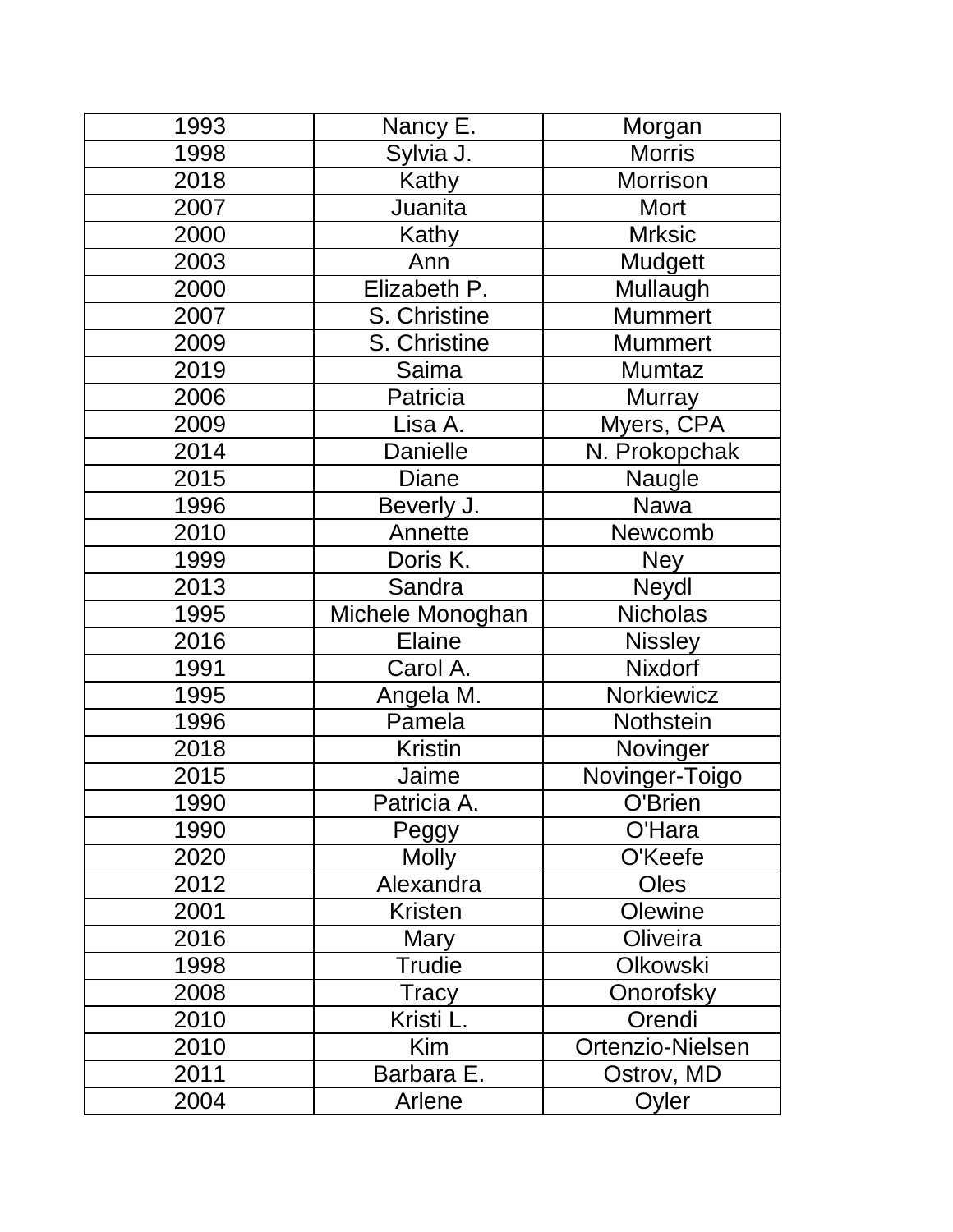| | | |
|---|---|---|
| 1993 | Nancy E. | Morgan |
| 1998 | Sylvia J. | Morris |
| 2018 | Kathy | Morrison |
| 2007 | Juanita | Mort |
| 2000 | Kathy | Mrksic |
| 2003 | Ann | Mudgett |
| 2000 | Elizabeth P. | Mullaugh |
| 2007 | S. Christine | Mummert |
| 2009 | S. Christine | Mummert |
| 2019 | Saima | Mumtaz |
| 2006 | Patricia | Murray |
| 2009 | Lisa A. | Myers, CPA |
| 2014 | Danielle | N. Prokopchak |
| 2015 | Diane | Naugle |
| 1996 | Beverly J. | Nawa |
| 2010 | Annette | Newcomb |
| 1999 | Doris K. | Ney |
| 2013 | Sandra | Neydl |
| 1995 | Michele Monoghan | Nicholas |
| 2016 | Elaine | Nissley |
| 1991 | Carol A. | Nixdorf |
| 1995 | Angela M. | Norkiewicz |
| 1996 | Pamela | Nothstein |
| 2018 | Kristin | Novinger |
| 2015 | Jaime | Novinger-Toigo |
| 1990 | Patricia A. | O'Brien |
| 1990 | Peggy | O'Hara |
| 2020 | Molly | O'Keefe |
| 2012 | Alexandra | Oles |
| 2001 | Kristen | Olewine |
| 2016 | Mary | Oliveira |
| 1998 | Trudie | Olkowski |
| 2008 | Tracy | Onorofsky |
| 2010 | Kristi L. | Orendi |
| 2010 | Kim | Ortenzio-Nielsen |
| 2011 | Barbara E. | Ostrov, MD |
| 2004 | Arlene | Oyler |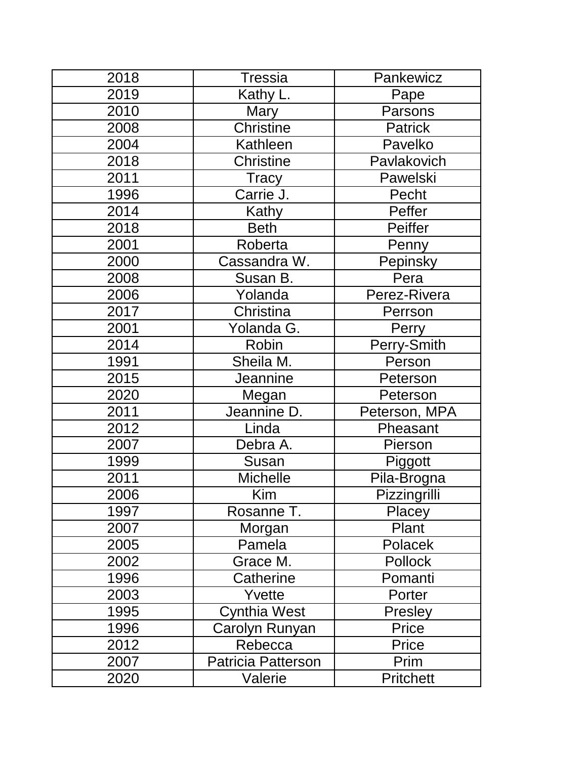| 2018 | Tressia | Pankewicz |
|---|---|---|
| 2019 | Kathy L. | Pape |
| 2010 | Mary | Parsons |
| 2008 | Christine | Patrick |
| 2004 | Kathleen | Pavelko |
| 2018 | Christine | Pavlakovich |
| 2011 | Tracy | Pawelski |
| 1996 | Carrie J. | Pecht |
| 2014 | Kathy | Peffer |
| 2018 | Beth | Peiffer |
| 2001 | Roberta | Penny |
| 2000 | Cassandra W. | Pepinsky |
| 2008 | Susan B. | Pera |
| 2006 | Yolanda | Perez-Rivera |
| 2017 | Christina | Perrson |
| 2001 | Yolanda G. | Perry |
| 2014 | Robin | Perry-Smith |
| 1991 | Sheila M. | Person |
| 2015 | Jeannine | Peterson |
| 2020 | Megan | Peterson |
| 2011 | Jeannine D. | Peterson, MPA |
| 2012 | Linda | Pheasant |
| 2007 | Debra A. | Pierson |
| 1999 | Susan | Piggott |
| 2011 | Michelle | Pila-Brogna |
| 2006 | Kim | Pizzingrilli |
| 1997 | Rosanne T. | Placey |
| 2007 | Morgan | Plant |
| 2005 | Pamela | Polacek |
| 2002 | Grace M. | Pollock |
| 1996 | Catherine | Pomanti |
| 2003 | Yvette | Porter |
| 1995 | Cynthia West | Presley |
| 1996 | Carolyn Runyan | Price |
| 2012 | Rebecca | Price |
| 2007 | Patricia Patterson | Prim |
| 2020 | Valerie | Pritchett |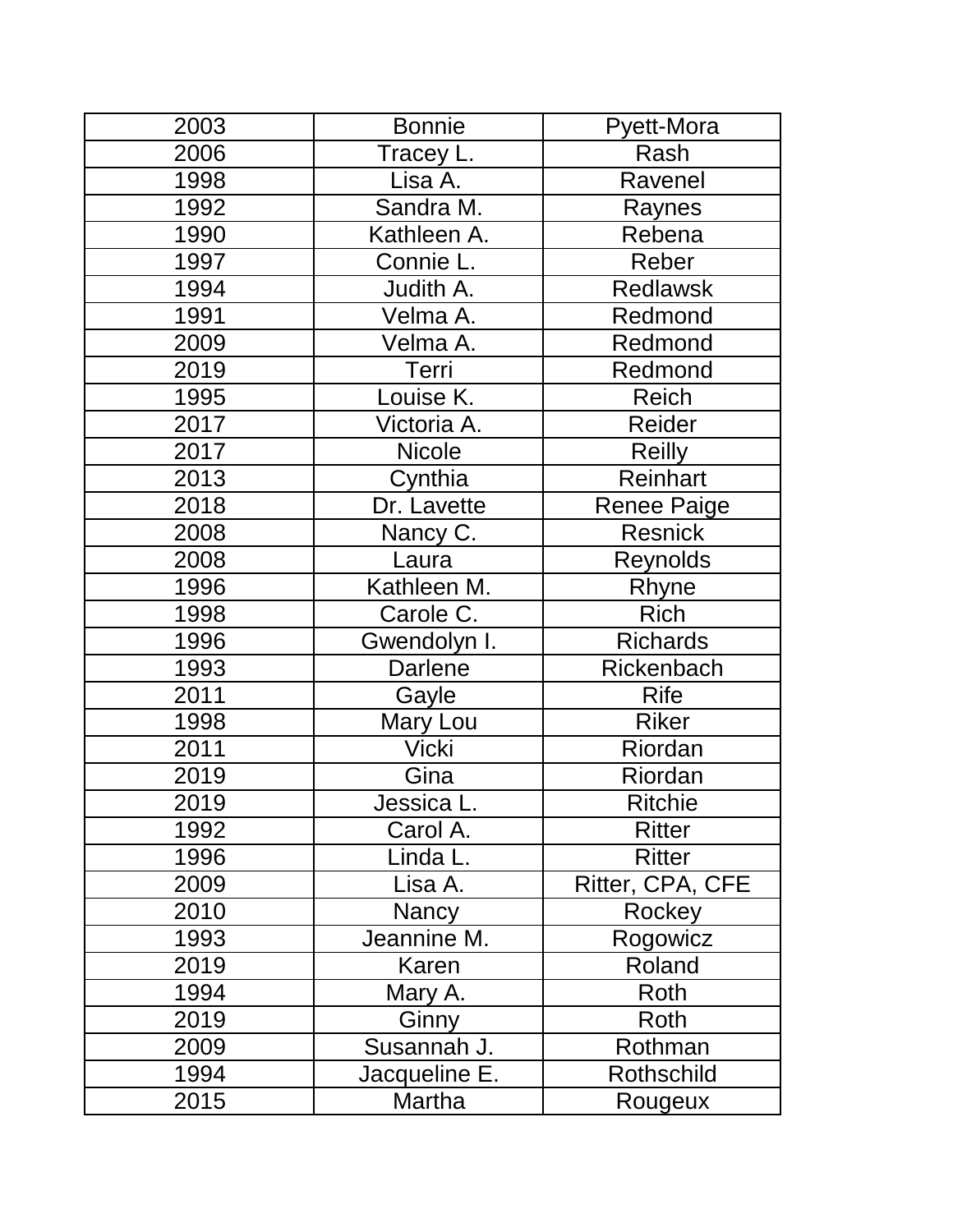| 2003 | Bonnie | Pyett-Mora |
|---|---|---|
| 2006 | Tracey L. | Rash |
| 1998 | Lisa A. | Ravenel |
| 1992 | Sandra M. | Raynes |
| 1990 | Kathleen A. | Rebena |
| 1997 | Connie L. | Reber |
| 1994 | Judith A. | Redlawsk |
| 1991 | Velma A. | Redmond |
| 2009 | Velma A. | Redmond |
| 2019 | Terri | Redmond |
| 1995 | Louise K. | Reich |
| 2017 | Victoria A. | Reider |
| 2017 | Nicole | Reilly |
| 2013 | Cynthia | Reinhart |
| 2018 | Dr. Lavette | Renee Paige |
| 2008 | Nancy C. | Resnick |
| 2008 | Laura | Reynolds |
| 1996 | Kathleen M. | Rhyne |
| 1998 | Carole C. | Rich |
| 1996 | Gwendolyn I. | Richards |
| 1993 | Darlene | Rickenbach |
| 2011 | Gayle | Rife |
| 1998 | Mary Lou | Riker |
| 2011 | Vicki | Riordan |
| 2019 | Gina | Riordan |
| 2019 | Jessica L. | Ritchie |
| 1992 | Carol A. | Ritter |
| 1996 | Linda L. | Ritter |
| 2009 | Lisa A. | Ritter, CPA, CFE |
| 2010 | Nancy | Rockey |
| 1993 | Jeannine M. | Rogowicz |
| 2019 | Karen | Roland |
| 1994 | Mary A. | Roth |
| 2019 | Ginny | Roth |
| 2009 | Susannah J. | Rothman |
| 1994 | Jacqueline E. | Rothschild |
| 2015 | Martha | Rougeux |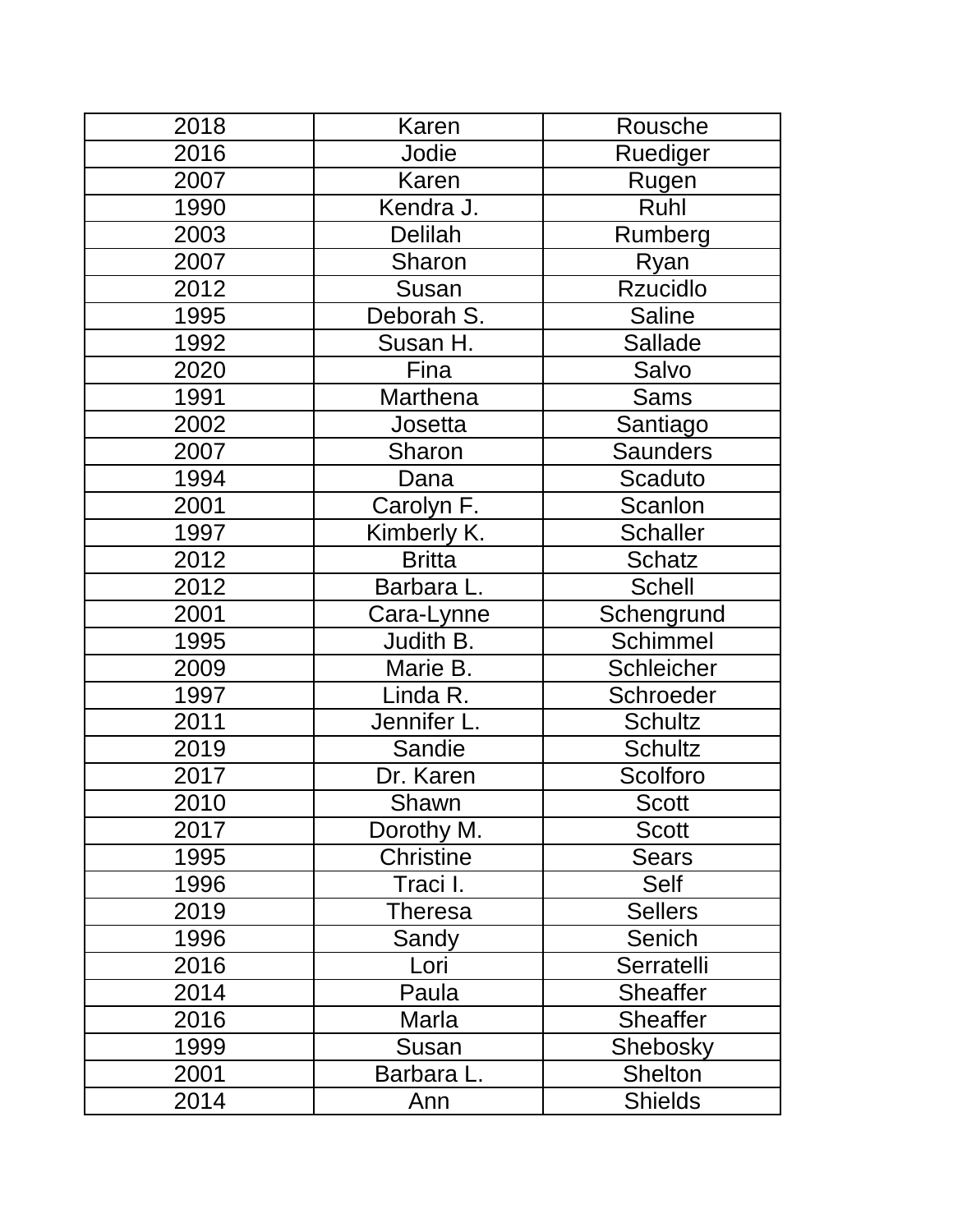| | | |
|---|---|---|
| 2018 | Karen | Rousche |
| 2016 | Jodie | Ruediger |
| 2007 | Karen | Rugen |
| 1990 | Kendra J. | Ruhl |
| 2003 | Delilah | Rumberg |
| 2007 | Sharon | Ryan |
| 2012 | Susan | Rzucidlo |
| 1995 | Deborah S. | Saline |
| 1992 | Susan H. | Sallade |
| 2020 | Fina | Salvo |
| 1991 | Marthena | Sams |
| 2002 | Josetta | Santiago |
| 2007 | Sharon | Saunders |
| 1994 | Dana | Scaduto |
| 2001 | Carolyn F. | Scanlon |
| 1997 | Kimberly K. | Schaller |
| 2012 | Britta | Schatz |
| 2012 | Barbara L. | Schell |
| 2001 | Cara-Lynne | Schengrund |
| 1995 | Judith B. | Schimmel |
| 2009 | Marie B. | Schleicher |
| 1997 | Linda R. | Schroeder |
| 2011 | Jennifer L. | Schultz |
| 2019 | Sandie | Schultz |
| 2017 | Dr. Karen | Scolforo |
| 2010 | Shawn | Scott |
| 2017 | Dorothy M. | Scott |
| 1995 | Christine | Sears |
| 1996 | Traci I. | Self |
| 2019 | Theresa | Sellers |
| 1996 | Sandy | Senich |
| 2016 | Lori | Serratelli |
| 2014 | Paula | Sheaffer |
| 2016 | Marla | Sheaffer |
| 1999 | Susan | Shebosky |
| 2001 | Barbara L. | Shelton |
| 2014 | Ann | Shields |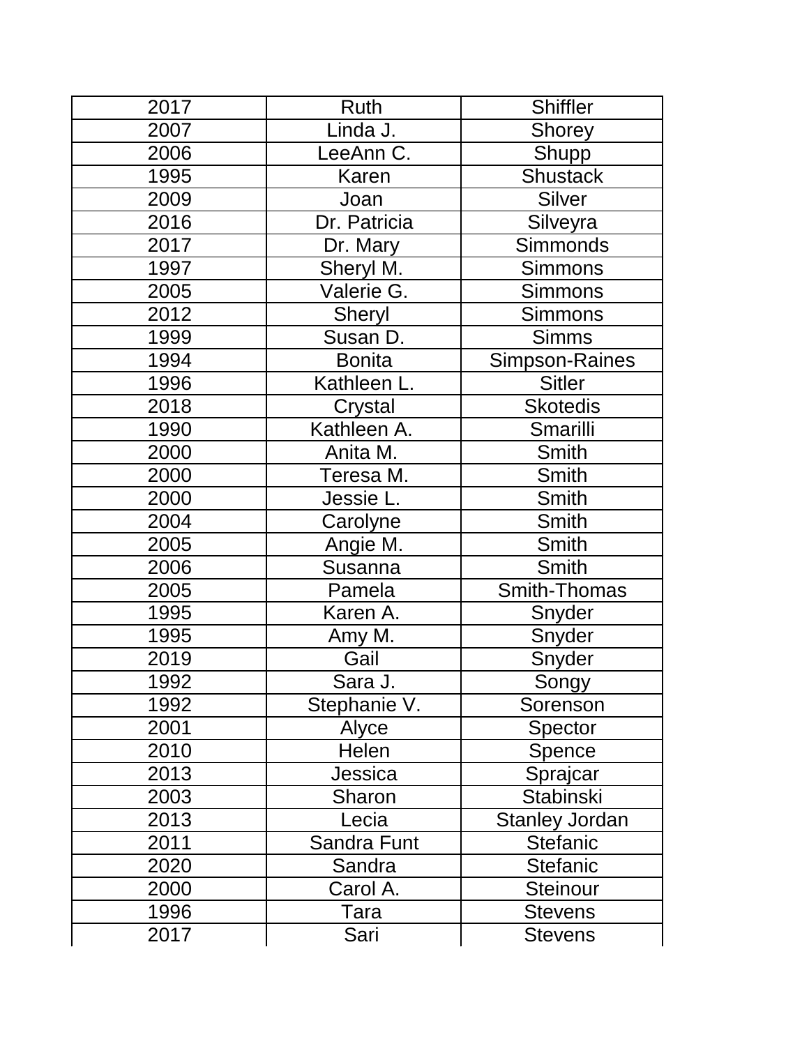| | | |
|---|---|---|
| 2017 | Ruth | Shiffler |
| 2007 | Linda J. | Shorey |
| 2006 | LeeAnn C. | Shupp |
| 1995 | Karen | Shustack |
| 2009 | Joan | Silver |
| 2016 | Dr. Patricia | Silveyra |
| 2017 | Dr. Mary | Simmonds |
| 1997 | Sheryl M. | Simmons |
| 2005 | Valerie G. | Simmons |
| 2012 | Sheryl | Simmons |
| 1999 | Susan D. | Simms |
| 1994 | Bonita | Simpson-Raines |
| 1996 | Kathleen L. | Sitler |
| 2018 | Crystal | Skotedis |
| 1990 | Kathleen A. | Smarilli |
| 2000 | Anita M. | Smith |
| 2000 | Teresa M. | Smith |
| 2000 | Jessie L. | Smith |
| 2004 | Carolyne | Smith |
| 2005 | Angie M. | Smith |
| 2006 | Susanna | Smith |
| 2005 | Pamela | Smith-Thomas |
| 1995 | Karen A. | Snyder |
| 1995 | Amy M. | Snyder |
| 2019 | Gail | Snyder |
| 1992 | Sara J. | Songy |
| 1992 | Stephanie V. | Sorenson |
| 2001 | Alyce | Spector |
| 2010 | Helen | Spence |
| 2013 | Jessica | Sprajcar |
| 2003 | Sharon | Stabinski |
| 2013 | Lecia | Stanley Jordan |
| 2011 | Sandra Funt | Stefanic |
| 2020 | Sandra | Stefanic |
| 2000 | Carol A. | Steinour |
| 1996 | Tara | Stevens |
| 2017 | Sari | Stevens |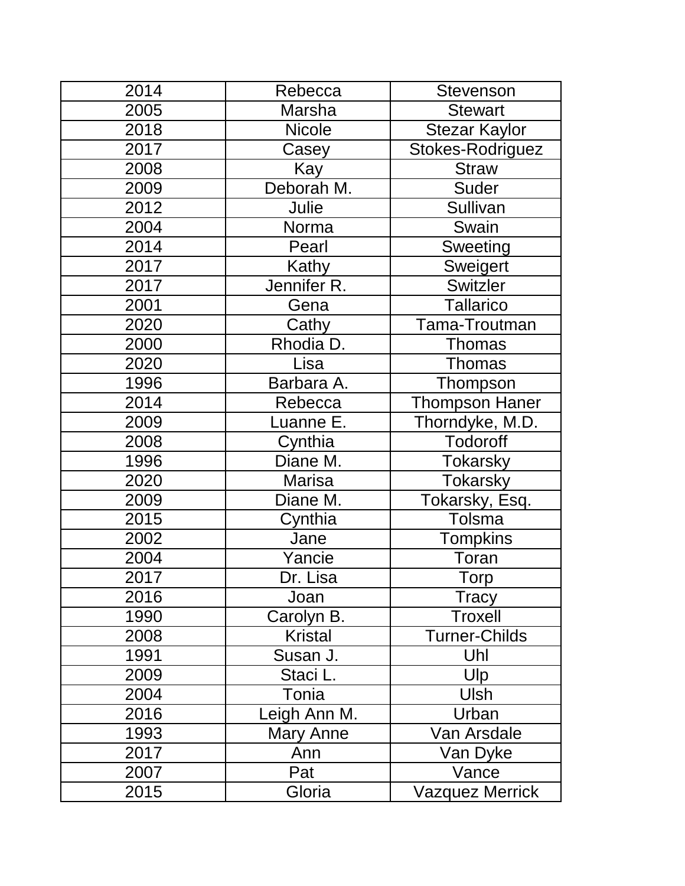| | | |
|---|---|---|
| 2014 | Rebecca | Stevenson |
| 2005 | Marsha | Stewart |
| 2018 | Nicole | Stezar Kaylor |
| 2017 | Casey | Stokes-Rodriguez |
| 2008 | Kay | Straw |
| 2009 | Deborah M. | Suder |
| 2012 | Julie | Sullivan |
| 2004 | Norma | Swain |
| 2014 | Pearl | Sweeting |
| 2017 | Kathy | Sweigert |
| 2017 | Jennifer R. | Switzler |
| 2001 | Gena | Tallarico |
| 2020 | Cathy | Tama-Troutman |
| 2000 | Rhodia D. | Thomas |
| 2020 | Lisa | Thomas |
| 1996 | Barbara A. | Thompson |
| 2014 | Rebecca | Thompson Haner |
| 2009 | Luanne E. | Thorndyke, M.D. |
| 2008 | Cynthia | Todoroff |
| 1996 | Diane M. | Tokarsky |
| 2020 | Marisa | Tokarsky |
| 2009 | Diane M. | Tokarsky, Esq. |
| 2015 | Cynthia | Tolsma |
| 2002 | Jane | Tompkins |
| 2004 | Yancie | Toran |
| 2017 | Dr. Lisa | Torp |
| 2016 | Joan | Tracy |
| 1990 | Carolyn B. | Troxell |
| 2008 | Kristal | Turner-Childs |
| 1991 | Susan J. | Uhl |
| 2009 | Staci L. | Ulp |
| 2004 | Tonia | Ulsh |
| 2016 | Leigh Ann M. | Urban |
| 1993 | Mary Anne | Van Arsdale |
| 2017 | Ann | Van Dyke |
| 2007 | Pat | Vance |
| 2015 | Gloria | Vazquez Merrick |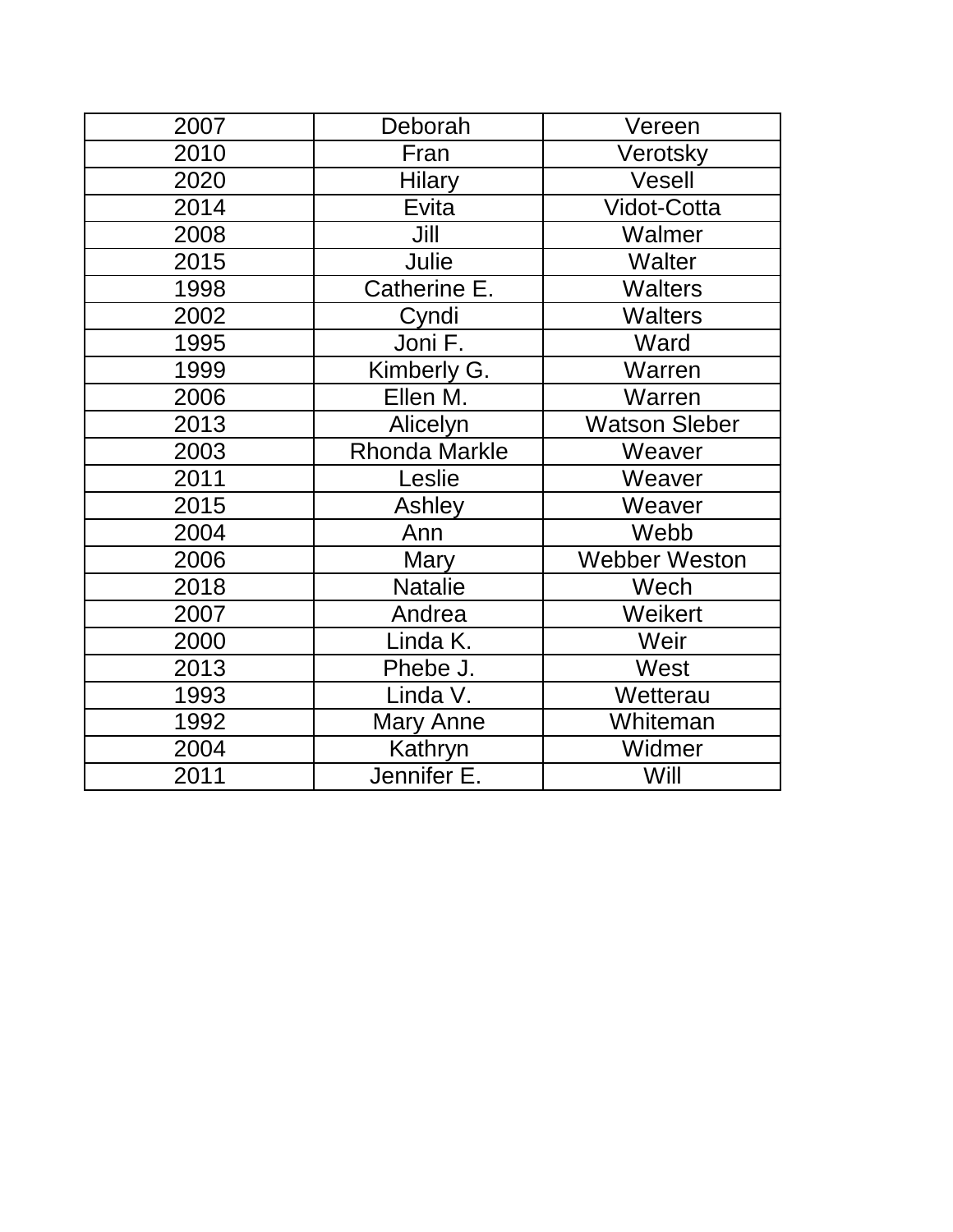| | | |
|---|---|---|
| 2007 | Deborah | Vereen |
| 2010 | Fran | Verotsky |
| 2020 | Hilary | Vesell |
| 2014 | Evita | Vidot-Cotta |
| 2008 | Jill | Walmer |
| 2015 | Julie | Walter |
| 1998 | Catherine E. | Walters |
| 2002 | Cyndi | Walters |
| 1995 | Joni F. | Ward |
| 1999 | Kimberly G. | Warren |
| 2006 | Ellen M. | Warren |
| 2013 | Alicelyn | Watson Sleber |
| 2003 | Rhonda Markle | Weaver |
| 2011 | Leslie | Weaver |
| 2015 | Ashley | Weaver |
| 2004 | Ann | Webb |
| 2006 | Mary | Webber Weston |
| 2018 | Natalie | Wech |
| 2007 | Andrea | Weikert |
| 2000 | Linda K. | Weir |
| 2013 | Phebe J. | West |
| 1993 | Linda V. | Wetterau |
| 1992 | Mary Anne | Whiteman |
| 2004 | Kathryn | Widmer |
| 2011 | Jennifer E. | Will |